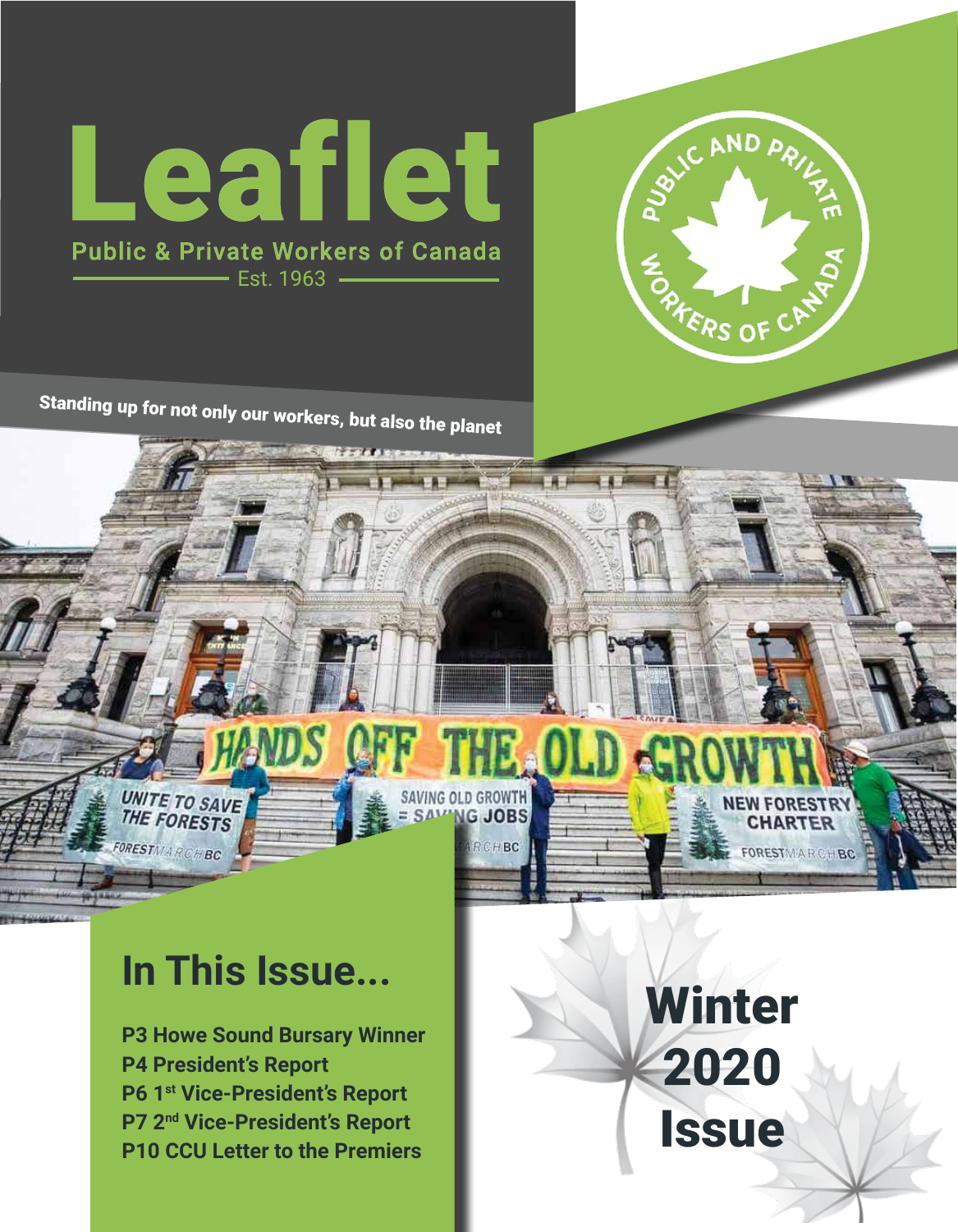# Leaflet

Public & Private Workers of Canada

Est. 1963

Standing up for not only our workers, but also the planet

## In This Issue...

**P3 Howe Sound Bursary Winner**
**P4 President's Report**
**P6 1st Vice-President's Report**
**P7 2nd Vice-President's Report**
**P10 CCU Letter to the Premiers**

## Winter 2020 Issue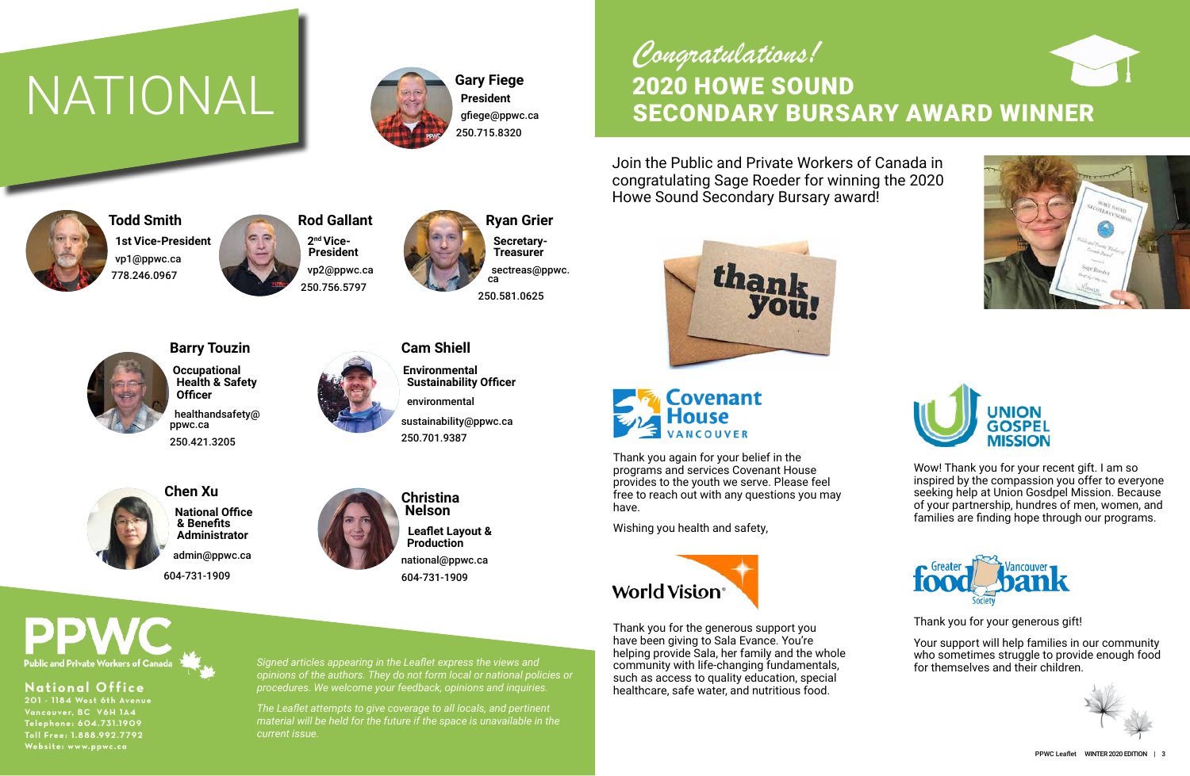# NATIONAL

**Gary Fiege**
**President**
gfiege@ppwc.ca
250.715.8320

**Todd Smith**
**1st Vice-President**
vp1@ppwc.ca
778.246.0967

**Rod Gallant**
**2nd Vice-President**
vp2@ppwc.ca
250.756.5797

**Ryan Grier**
**Secretary-Treasurer**
sectreas@ppwc.ca
250.581.0625

**Barry Touzin**
**Occupational Health & Safety Officer**
healthandsafety@ppwc.ca
250.421.3205

**Cam Shiell**
**Environmental Sustainability Officer**
environmental sustainability@ppwc.ca
250.701.9387

**Chen Xu**
**National Office & Benefits Administrator**
admin@ppwc.ca
604-731-1909

**Christina Nelson**
**Leaflet Layout & Production**
national@ppwc.ca
604-731-1909

PPWC
Public and Private Workers of Canada

**National Office**
201 - 1184 West 6th Avenue
Vancouver, BC V6H 1A4
Telephone: 604.731.1909
Toll Free: 1.888.992.7792
Website: www.ppwc.ca

*Signed articles appearing in the Leaflet express the views and opinions of the authors. They do not form local or national policies or procedures. We welcome your feedback, opinions and inquiries.*

*The Leaflet attempts to give coverage to all locals, and pertinent material will be held for the future if the space is unavailable in the current issue.*

*Congratulations!*

## 2020 HOWE SOUND SECONDARY BURSARY AWARD WINNER

Join the Public and Private Workers of Canada in congratulating Sage Roeder for winning the 2020 Howe Sound Secondary Bursary award!

thank you!

**Covenant House VANCOUVER**

Thank you again for your belief in the programs and services Covenant House provides to the youth we serve. Please feel free to reach out with any questions you may have.

Wishing you health and safety,

**UNION GOSPEL MISSION**

Wow! Thank you for your recent gift. I am so inspired by the compassion you offer to everyone seeking help at Union Gosdpel Mission. Because of your partnership, hundreds of men, women, and families are finding hope through our programs.

**World Vision**

Thank you for the generous support you have been giving to Sala Evance. You're helping provide Sala, her family and the whole community with life-changing fundamentals, such as access to quality education, special healthcare, safe water, and nutritious food.

**Greater Vancouver food bank Society**

Thank you for your generous gift!

Your support will help families in our community who sometimes struggle to provide enough food for themselves and their children.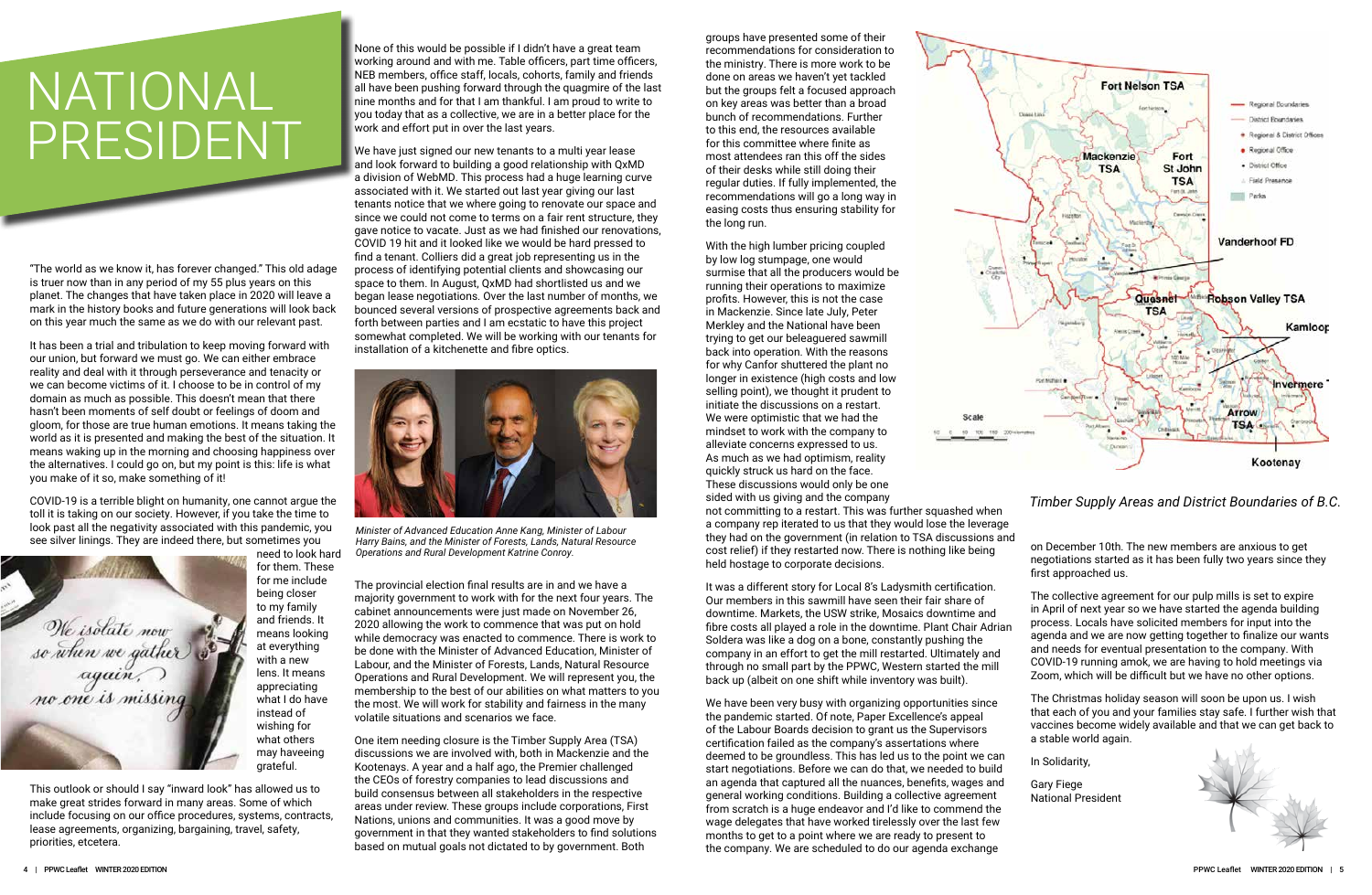# NATIONAL PRESIDENT

"The world as we know it, has forever changed." This old adage is truer now than in any period of my 55 plus years on this planet. The changes that have taken place in 2020 will leave a mark in the history books and future generations will look back on this year much the same as we do with our relevant past.

It has been a trial and tribulation to keep moving forward with our union, but forward we must go. We can either embrace reality and deal with it through perseverance and tenacity or we can become victims of it. I choose to be in control of my domain as much as possible. This doesn't mean that there hasn't been moments of self doubt or feelings of doom and gloom, for those are true human emotions. It means taking the world as it is presented and making the best of the situation. It means waking up in the morning and choosing happiness over the alternatives. I could go on, but my point is this: life is what you make of it so, make something of it!

COVID-19 is a terrible blight on humanity, one cannot argue the toll it is taking on our society. However, if you take the time to look past all the negativity associated with this pandemic, you see silver linings. They are indeed there, but sometimes you need to look hard for them. These for me include being closer to my family and friends. It means looking at everything with a new lens. It means appreciating what I do have instead of wishing for what others may haveeing grateful.

This outlook or should I say "inward look" has allowed us to make great strides forward in many areas. Some of which include focusing on our office procedures, systems, contracts, lease agreements, organizing, bargaining, travel, safety, priorities, etcetera.

None of this would be possible if I didn't have a great team working around and with me. Table officers, part time officers, NEB members, office staff, locals, cohorts, family and friends all have been pushing forward through the quagmire of the last nine months and for that I am thankful. I am proud to write to you today that as a collective, we are in a better place for the work and effort put in over the last years.

We have just signed our new tenants to a multi year lease and look forward to building a good relationship with QxMD a division of WebMD. This process had a huge learning curve associated with it. We started out last year giving our last tenants notice that we where going to renovate our space and since we could not come to terms on a fair rent structure, they gave notice to vacate. Just as we had finished our renovations, COVID 19 hit and it looked like we would be hard pressed to find a tenant. Colliers did a great job representing us in the process of identifying potential clients and showcasing our space to them. In August, QxMD had shortlisted us and we began lease negotiations. Over the last number of months, we bounced several versions of prospective agreements back and forth between parties and I am ecstatic to have this project somewhat completed. We will be working with our tenants for installation of a kitchenette and fibre optics.

*Minister of Advanced Education Anne Kang, Minister of Labour Harry Bains, and the Minister of Forests, Lands, Natural Resource Operations and Rural Development Katrine Conroy.*

The provincial election final results are in and we have a majority government to work with for the next four years. The cabinet announcements were just made on November 26, 2020 allowing the work to commence that was put on hold while democracy was enacted to commence. There is work to be done with the Minister of Advanced Education, Minister of Labour, and the Minister of Forests, Lands, Natural Resource Operations and Rural Development. We will represent you, the membership to the best of our abilities on what matters to you the most. We will work for stability and fairness in the many volatile situations and scenarios we face.

One item needing closure is the Timber Supply Area (TSA) discussions we are involved with, both in Mackenzie and the Kootenays. A year and a half ago, the Premier challenged the CEOs of forestry companies to lead discussions and build consensus between all stakeholders in the respective areas under review. These groups include corporations, First Nations, unions and communities. It was a good move by government in that they wanted stakeholders to find solutions based on mutual goals not dictated to by government. Both groups have presented some of their recommendations for consideration to the ministry. There is more work to be done on areas we haven't yet tackled but the groups felt a focused approach on key areas was better than a broad bunch of recommendations. Further to this end, the resources available for this committee where finite as most attendees ran this off the sides of their desks while still doing their regular duties. If fully implemented, the recommendations will go a long way in easing costs thus ensuring stability for the long run.

With the high lumber pricing coupled by low log stumpage, one would surmise that all the producers would be running their operations to maximize profits. However, this is not the case in Mackenzie. Since late July, Peter Merkley and the National have been trying to get our beleaguered sawmill back into operation. With the reasons for why Canfor shuttered the plant no longer in existence (high costs and low selling point), we thought it prudent to initiate the discussions on a restart. We were optimistic that we had the mindset to work with the company to alleviate concerns expressed to us. As much as we had optimism, reality quickly struck us hard on the face. These discussions would only be one sided with us giving and the company not committing to a restart. This was further squashed when a company rep iterated to us that they would lose the leverage they had on the government (in relation to TSA discussions and cost relief) if they restarted now. There is nothing like being held hostage to corporate decisions.

*Timber Supply Areas and District Boundaries of B.C.*

It was a different story for Local 8's Ladysmith certification. Our members in this sawmill have seen their fair share of downtime. Markets, the USW strike, Mosaics downtime and fibre costs all played a role in the downtime. Plant Chair Adrian Soldera was like a dog on a bone, constantly pushing the company in an effort to get the mill restarted. Ultimately and through no small part by the PPWC, Western started the mill back up (albeit on one shift while inventory was built).

We have been very busy with organizing opportunities since the pandemic started. Of note, Paper Excellence's appeal of the Labour Boards decision to grant us the Supervisors certification failed as the company's assertations where deemed to be groundless. This has led us to the point we can start negotiations. Before we can do that, we needed to build an agenda that captured all the nuances, benefits, wages and general working conditions. Building a collective agreement from scratch is a huge endeavor and I'd like to commend the wage delegates that have worked tirelessly over the last few months to get to a point where we are ready to present to the company. We are scheduled to do our agenda exchange on December 10th. The new members are anxious to get negotiations started as it has been fully two years since they first approached us.

The collective agreement for our pulp mills is set to expire in April of next year so we have started the agenda building process. Locals have solicited members for input into the agenda and we are now getting together to finalize our wants and needs for eventual presentation to the company. With COVID-19 running amok, we are having to hold meetings via Zoom, which will be difficult but we have no other options.

The Christmas holiday season will soon be upon us. I wish that each of you and your families stay safe. I further wish that vaccines become widely available and that we can get back to a stable world again.

In Solidarity,

Gary Fiege
National President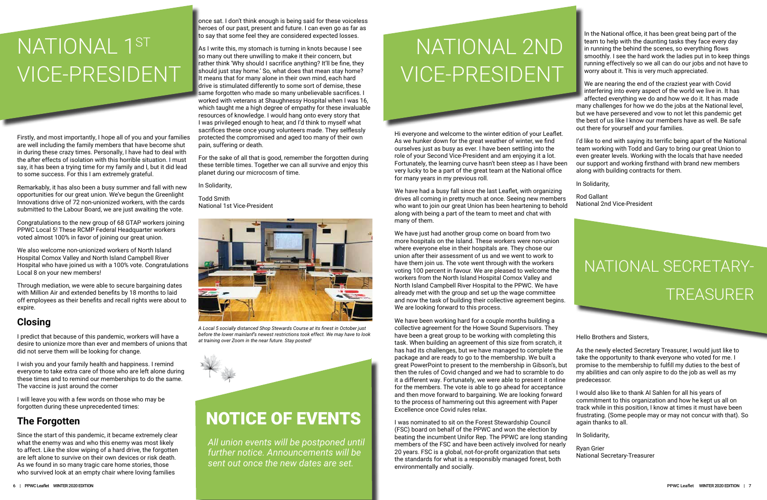# NATIONAL 1ST VICE-PRESIDENT

Firstly, and most importantly, I hope all of you and your families are well including the family members that have become shut in during these crazy times. Personally, I have had to deal with the after effects of isolation with this horrible situation. I must say, it has been a trying time for my family and I, but it did lead to some success. For this I am extremely grateful.

Remarkably, it has also been a busy summer and fall with new opportunities for our great union. We've begun the Greenlight Innovations drive of 72 non-unionized workers, with the cards submitted to the Labour Board, we are just awaiting the vote.

Congratulations to the new group of 68 GTAP workers joining PPWC Local 5! These RCMP Federal Headquarter workers voted almost 100% in favor of joining our great union.

We also welcome non-unionized workers of North Island Hospital Comox Valley and North Island Campbell River Hospital who have joined us with a 100% vote. Congratulations Local 8 on your new members!

Through mediation, we were able to secure bargaining dates with Million Air and extended benefits by 18 months to laid off employees as their benefits and recall rights were about to expire.

## Closing

I predict that because of this pandemic, workers will have a desire to unionize more than ever and members of unions that did not serve them will be looking for change.

I wish you and your family health and happiness. I remind everyone to take extra care of those who are left alone during these times and to remind our memberships to do the same. The vaccine is just around the corner

I will leave you with a few words on those who may be forgotten during these unprecedented times:

## The Forgotten

Since the start of this pandemic, it became extremely clear what the enemy was and who this enemy was most likely to affect. Like the slow wiping of a hard drive, the forgotten are left alone to survive on their own devices or risk death. As we found in so many tragic care home stories, those who survived look at an empty chair where loving families once sat. I don't think enough is being said for these voiceless heroes of our past, present and future. I can even go as far as to say that some feel they are considered expected losses.

As I write this, my stomach is turning in knots because I see so many out there unwilling to make it their concern, but rather think 'Why should I sacrifice anything? It'll be fine, they should just stay home.' So, what does that mean stay home? It means that for many alone in their own mind, each hard drive is stimulated differently to some sort of demise, these same forgotten who made so many unbelievable sacrifices. I worked with veterans at Shaughnessy Hospital when I was 16, which taught me a high degree of empathy for these invaluable resources of knowledge. I would hang onto every story that I was privileged enough to hear, and I'd think to myself what sacrifices these once young volunteers made. They selflessly protected the compromised and aged too many of their own pain, suffering or death.

For the sake of all that is good, remember the forgotten during these terrible times. Together we can all survive and enjoy this planet during our microcosm of time.

In Solidarity,

Todd Smith
National 1st Vice-President

*A Local 5 socially distanced Shop Stewards Course at its finest in October just before the lower mainland's newest restrictions took effect. We may have to look at training over Zoom in the near future. Stay posted!*

# NOTICE OF EVENTS

*All union events will be postponed until further notice. Announcements will be sent out once the new dates are set.*

# NATIONAL 2ND VICE-PRESIDENT

Hi everyone and welcome to the winter edition of your Leaflet. As we hunker down for the great weather of winter, we find ourselves just as busy as ever. I have been settling into the role of your Second Vice-President and am enjoying it a lot. Fortunately, the learning curve hasn't been steep as I have been very lucky to be a part of the great team at the National office for many years in my previous roll.

We have had a busy fall since the last Leaflet, with organizing drives all coming in pretty much at once. Seeing new members who want to join our great Union has been heartening to behold along with being a part of the team to meet and chat with many of them.

We have just had another group come on board from two more hospitals on the Island. These workers were non-union where everyone else in their hospitals are. They chose our union after their assessment of us and we went to work to have them join us. The vote went through with the workers voting 100 percent in favour. We are pleased to welcome the workers from the North Island Hospital Comox Valley and North Island Campbell River Hospital to the PPWC. We have already met with the group and set up the wage committee and now the task of building their collective agreement begins. We are looking forward to this process.

We have been working hard for a couple months building a collective agreement for the Howe Sound Supervisors. They have been a great group to be working with completing this task. When building an agreement of this size from scratch, it has had its challenges, but we have managed to complete the package and are ready to go to the membership. We built a great PowerPoint to present to the membership in Gibson's, but then the rules of Covid changed and we had to scramble to do it a different way. Fortunately, we were able to present it online for the members. The vote is able to go ahead for acceptance and then move forward to bargaining. We are looking forward to the process of hammering out this agreement with Paper Excellence once Covid rules relax.

I was nominated to sit on the Forest Stewardship Council (FSC) board on behalf of the PPWC and won the election by beating the incumbent Unifor Rep. The PPWC are long standing members of the FSC and have been actively involved for nearly 20 years. FSC is a global, not-for-profit organization that sets the standards for what is a responsibly managed forest, both environmentally and socially.

In the National office, it has been great being part of the team to help with the daunting tasks they face every day in running the behind the scenes, so everything flows smoothly. I see the hard work the ladies put in to keep things running effectively so we all can do our jobs and not have to worry about it. This is very much appreciated.

We are nearing the end of the craziest year with Covid interfering into every aspect of the world we live in. It has affected everything we do and how we do it. It has made many challenges for how we do the jobs at the National level, but we have persevered and vow to not let this pandemic get the best of us like I know our members have as well. Be safe out there for yourself and your families.

I'd like to end with saying its terrific being apart of the National team working with Todd and Gary to bring our great Union to even greater levels. Working with the locals that have needed our support and working firsthand with brand new members along with building contracts for them.

In Solidarity,

Rod Gallant
National 2nd Vice-President

# NATIONAL SECRETARY-TREASURER

Hello Brothers and Sisters,

As the newly elected Secretary Treasurer, I would just like to take the opportunity to thank everyone who voted for me. I promise to the membership to fulfill my duties to the best of my abilities and can only aspire to do the job as well as my predecessor.

I would also like to thank Al Sahlen for all his years of commitment to this organization and how he kept us all on track while in this position, I know at times it must have been frustrating. (Some people may or may not concur with that). So again thanks to all.

In Solidarity,

Ryan Grier
National Secretary-Treasurer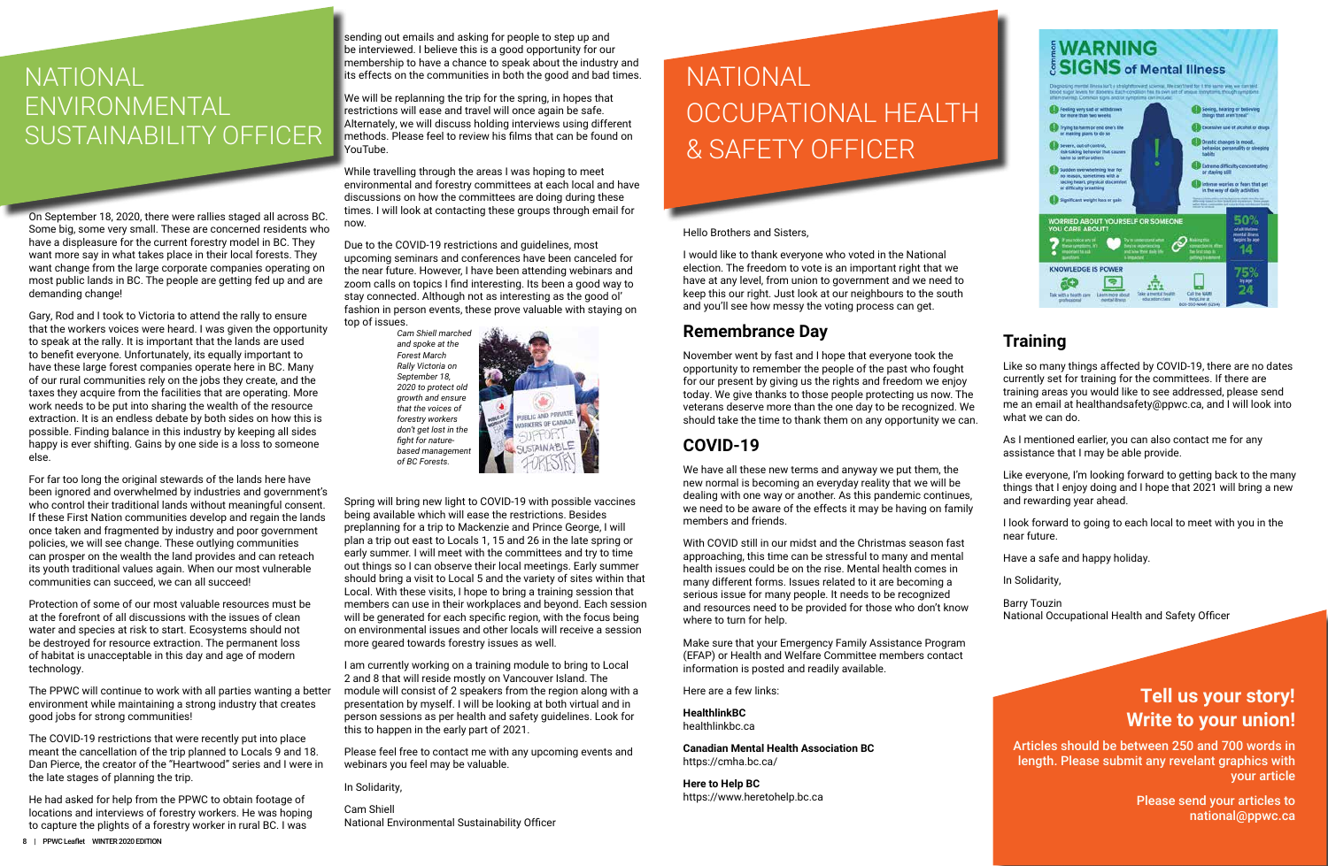# NATIONAL ENVIRONMENTAL SUSTAINABILITY OFFICER

On September 18, 2020, there were rallies staged all across BC. Some big, some very small. These are concerned residents who have a displeasure for the current forestry model in BC. They want more say in what takes place in their local forests. They want change from the large corporate companies operating on most public lands in BC. The people are getting fed up and are demanding change!

Gary, Rod and I took to Victoria to attend the rally to ensure that the workers voices were heard. I was given the opportunity to speak at the rally. It is important that the lands are used to benefit everyone. Unfortunately, its equally important to have these large forest companies operate here in BC. Many of our rural communities rely on the jobs they create, and the taxes they acquire from the facilities that are operating. More work needs to be put into sharing the wealth of the resource extraction. It is an endless debate by both sides on how this is possible. Finding balance in this industry by keeping all sides happy is ever shifting. Gains by one side is a loss to someone else.

For far too long the original stewards of the lands here have been ignored and overwhelmed by industries and government's who control their traditional lands without meaningful consent. If these First Nation communities develop and regain the lands once taken and fragmented by industry and poor government policies, we will see change. These outlying communities can prosper on the wealth the land provides and can reteach its youth traditional values again. When our most vulnerable communities can succeed, we can all succeed!

Protection of some of our most valuable resources must be at the forefront of all discussions with the issues of clean water and species at risk to start. Ecosystems should not be destroyed for resource extraction. The permanent loss of habitat is unacceptable in this day and age of modern technology.

The PPWC will continue to work with all parties wanting a better environment while maintaining a strong industry that creates good jobs for strong communities!

The COVID-19 restrictions that were recently put into place meant the cancellation of the trip planned to Locals 9 and 18. Dan Pierce, the creator of the "Heartwood" series and I were in the late stages of planning the trip.

He had asked for help from the PPWC to obtain footage of locations and interviews of forestry workers. He was hoping to capture the plights of a forestry worker in rural BC. I was sending out emails and asking for people to step up and be interviewed. I believe this is a good opportunity for our membership to have a chance to speak about the industry and its effects on the communities in both the good and bad times.

We will be replanning the trip for the spring, in hopes that restrictions will ease and travel will once again be safe. Alternately, we will discuss holding interviews using different methods. Please feel to review his films that can be found on YouTube.

While travelling through the areas I was hoping to meet environmental and forestry committees at each local and have discussions on how the committees are doing during these times. I will look at contacting these groups through email for now.

Due to the COVID-19 restrictions and guidelines, most upcoming seminars and conferences have been canceled for the near future. However, I have been attending webinars and zoom calls on topics I find interesting. Its been a good way to stay connected. Although not as interesting as the good ol' fashion in person events, these prove valuable with staying on top of issues.

*Cam Shiell marched and spoke at the Forest March Rally Victoria on September 18, 2020 to protect old growth and ensure that the voices of forestry workers don't get lost in the fight for nature-based management of BC Forests.*

Spring will bring new light to COVID-19 with possible vaccines being available which will ease the restrictions. Besides preplanning for a trip to Mackenzie and Prince George, I will plan a trip out east to Locals 1, 15 and 26 in the late spring or early summer. I will meet with the committees and try to time out things so I can observe their local meetings. Early summer should bring a visit to Local 5 and the variety of sites within that Local. With these visits, I hope to bring a training session that members can use in their workplaces and beyond. Each session will be generated for each specific region, with the focus being on environmental issues and other locals will receive a session more geared towards forestry issues as well.

I am currently working on a training module to bring to Local 2 and 8 that will reside mostly on Vancouver Island. The module will consist of 2 speakers from the region along with a presentation by myself. I will be looking at both virtual and in person sessions as per health and safety guidelines. Look for this to happen in the early part of 2021.

Please feel free to contact me with any upcoming events and webinars you feel may be valuable.

In Solidarity,

Cam Shiell
National Environmental Sustainability Officer

# NATIONAL OCCUPATIONAL HEALTH & SAFETY OFFICER

Hello Brothers and Sisters,

I would like to thank everyone who voted in the National election. The freedom to vote is an important right that we have at any level, from union to government and we need to keep this our right. Just look at our neighbours to the south and you'll see how messy the voting process can get.

## Remembrance Day

November went by fast and I hope that everyone took the opportunity to remember the people of the past who fought for our present by giving us the rights and freedom we enjoy today. We give thanks to those people protecting us now. The veterans deserve more than the one day to be recognized. We should take the time to thank them on any opportunity we can.

## COVID-19

We have all these new terms and anyway we put them, the new normal is becoming an everyday reality that we will be dealing with one way or another. As this pandemic continues, we need to be aware of the effects it may be having on family members and friends.

With COVID still in our midst and the Christmas season fast approaching, this time can be stressful to many and mental health issues could be on the rise. Mental health comes in many different forms. Issues related to it are becoming a serious issue for many people. It needs to be recognized and resources need to be provided for those who don't know where to turn for help.

Make sure that your Emergency Family Assistance Program (EFAP) or Health and Welfare Committee members contact information is posted and readily available.

Here are a few links:

**HealthlinkBC**
healthlinkbc.ca

**Canadian Mental Health Association BC**
https://cmha.bc.ca/

**Here to Help BC**
https://www.heretohelp.bc.ca

## Training

Like so many things affected by COVID-19, there are no dates currently set for training for the committees. If there are training areas you would like to see addressed, please send me an email at healthandsafety@ppwc.ca, and I will look into what we can do.

As I mentioned earlier, you can also contact me for any assistance that I may be able provide.

Like everyone, I'm looking forward to getting back to the many things that I enjoy doing and I hope that 2021 will bring a new and rewarding year ahead.

I look forward to going to each local to meet with you in the near future.

Have a safe and happy holiday.

In Solidarity,

Barry Touzin
National Occupational Health and Safety Officer

## Tell us your story! Write to your union!

**Articles should be between 250 and 700 words in length. Please submit any revelant graphics with your article**

**Please send your articles to national@ppwc.ca**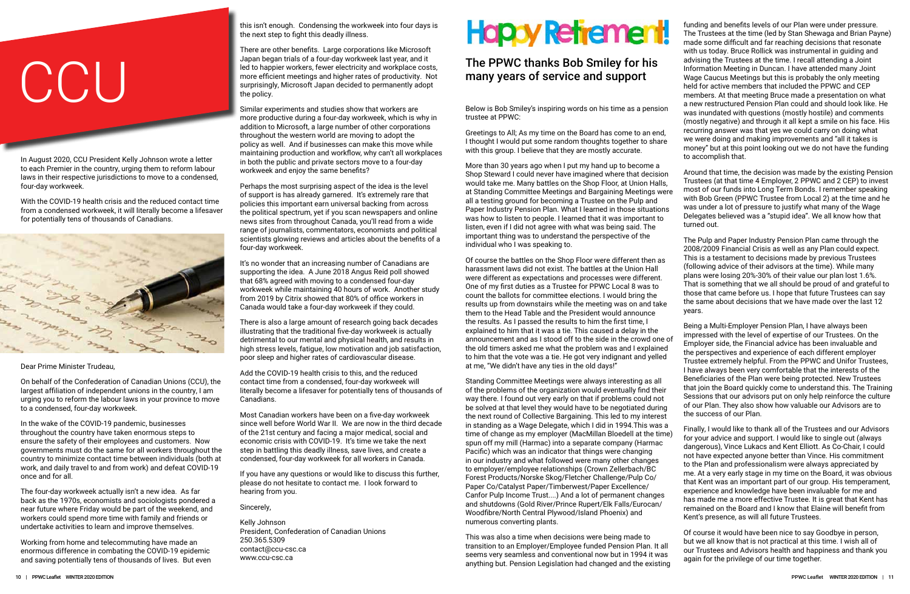# CCU

In August 2020, CCU President Kelly Johnson wrote a letter to each Premier in the country, urging them to reform labour laws in their respective jurisdictions to move to a condensed, four-day workweek.

With the COVID-19 health crisis and the reduced contact time from a condensed workweek, it will literally become a lifesaver for potentially tens of thousands of Canadians.

Dear Prime Minister Trudeau,

On behalf of the Confederation of Canadian Unions (CCU), the largest affiliation of independent unions in the country, I am urging you to reform the labour laws in your province to move to a condensed, four-day workweek.

In the wake of the COVID-19 pandemic, businesses throughout the country have taken enormous steps to ensure the safety of their employees and customers. Now governments must do the same for all workers throughout the country to minimize contact time between individuals (both at work, and daily travel to and from work) and defeat COVID-19 once and for all.

The four-day workweek actually isn't a new idea. As far back as the 1970s, economists and sociologists pondered a near future where Friday would be part of the weekend, and workers could spend more time with family and friends or undertake activities to learn and improve themselves.

Working from home and telecommuting have made an enormous difference in combating the COVID-19 epidemic and saving potentially tens of thousands of lives. But even this isn't enough. Condensing the workweek into four days is the next step to fight this deadly illness.

There are other benefits. Large corporations like Microsoft Japan began trials of a four-day workweek last year, and it led to happier workers, fewer electricity and workplace costs, more efficient meetings and higher rates of productivity. Not surprisingly, Microsoft Japan decided to permanently adopt the policy.

Similar experiments and studies show that workers are more productive during a four-day workweek, which is why in addition to Microsoft, a large number of other corporations throughout the western world are moving to adopt the policy as well. And if businesses can make this move while maintaining production and workflow, why can't all workplaces in both the public and private sectors move to a four-day workweek and enjoy the same benefits?

Perhaps the most surprising aspect of the idea is the level of support is has already garnered. It's extremely rare that policies this important earn universal backing from across the political spectrum, yet if you scan newspapers and online news sites from throughout Canada, you'll read from a wide range of journalists, commentators, economists and political scientists glowing reviews and articles about the benefits of a four-day workweek.

It's no wonder that an increasing number of Canadians are supporting the idea. A June 2018 Angus Reid poll showed that 68% agreed with moving to a condensed four-day workweek while maintaining 40 hours of work. Another study from 2019 by Citrix showed that 80% of office workers in Canada would take a four-day workweek if they could.

There is also a large amount of research going back decades illustrating that the traditional five-day workweek is actually detrimental to our mental and physical health, and results in high stress levels, fatigue, low motivation and job satisfaction, poor sleep and higher rates of cardiovascular disease.

Add the COVID-19 health crisis to this, and the reduced contact time from a condensed, four-day workweek will literally become a lifesaver for potentially tens of thousands of Canadians.

Most Canadian workers have been on a five-day workweek since well before World War II. We are now in the third decade of the 21st century and facing a major medical, social and economic crisis with COVID-19. It's time we take the next step in battling this deadly illness, save lives, and create a condensed, four-day workweek for all workers in Canada.

If you have any questions or would like to discuss this further, please do not hesitate to contact me. I look forward to hearing from you.

Sincerely,

Kelly Johnson
President, Confederation of Canadian Unions
250.365.5309
contact@ccu-csc.ca
www.ccu-csc.ca

# Happy Retirement!

## The PPWC thanks Bob Smiley for his many years of service and support

Below is Bob Smiley's inspiring words on his time as a pension trustee at PPWC:

Greetings to All; As my time on the Board has come to an end, I thought I would put some random thoughts together to share with this group. I believe that they are mostly accurate.

More than 30 years ago when I put my hand up to become a Shop Steward I could never have imagined where that decision would take me. Many battles on the Shop Floor, at Union Halls, at Standing Committee Meetings and Bargaining Meetings were all a testing ground for becoming a Trustee on the Pulp and Paper Industry Pension Plan. What I learned in those situations was how to listen to people. I learned that it was important to listen, even if I did not agree with what was being said. The important thing was to understand the perspective of the individual who I was speaking to.

Of course the battles on the Shop Floor were different then as harassment laws did not exist. The battles at the Union Hall were different as expectations and processes were different. One of my first duties as a Trustee for PPWC Local 8 was to count the ballots for committee elections. I would bring the results up from downstairs while the meeting was on and take them to the Head Table and the President would announce the results. As I passed the results to him the first time, I explained to him that it was a tie. This caused a delay in the announcement and as I stood off to the side in the crowd one of the old timers asked me what the problem was and I explained to him that the vote was a tie. He got very indignant and yelled at me, "We didn't have any ties in the old days!"

Standing Committee Meetings were always interesting as all of the problems of the organization would eventually find their way there. I found out very early on that if problems could not be solved at that level they would have to be negotiated during the next round of Collective Bargaining. This led to my interest in standing as a Wage Delegate, which I did in 1994.This was a time of change as my employer (MacMillan Bloedell at the time) spun off my mill (Harmac) into a separate company (Harmac Pacific) which was an indicator that things were changing in our industry and what followed were many other changes to employer/employee relationships (Crown Zellerbach/BC Forest Products/Norske Skog/Fletcher Challenge/Pulp Co/Paper Co/Catalyst Paper/Timberwest/Paper Excellence/Canfor Pulp Income Trust....) And a lot of permanent changes and shutdowns (Gold River/Prince Rupert/Elk Falls/Eurocan/Woodfibre/North Central Plywood/Island Phoenix) and numerous converting plants.

This was also a time when decisions were being made to transition to an Employer/Employee funded Pension Plan. It all seems very seamless and conventional now but in 1994 it was anything but. Pension Legislation had changed and the existing funding and benefits levels of our Plan were under pressure. The Trustees at the time (led by Stan Shewaga and Brian Payne) made some difficult and far reaching decisions that resonate with us today. Bruce Rollick was instrumental in guiding and advising the Trustees at the time. I recall attending a Joint Information Meeting in Duncan. I have attended many Joint Wage Caucus Meetings but this is probably the only meeting held for active members that included the PPWC and CEP members. At that meeting Bruce made a presentation on what a new restructured Pension Plan could and should look like. He was inundated with questions (mostly hostile) and comments (mostly negative) and through it all kept a smile on his face. His recurring answer was that yes we could carry on doing what we were doing and making improvements and "all it takes is money" but at this point looking out we do not have the funding to accomplish that.

Around that time, the decision was made by the existing Pension Trustees (at that time 4 Employer, 2 PPWC and 2 CEP) to invest most of our funds into Long Term Bonds. I remember speaking with Bob Green (PPWC Trustee from Local 2) at the time and he was under a lot of pressure to justify what many of the Wage Delegates believed was a "stupid idea". We all know how that turned out.

The Pulp and Paper Industry Pension Plan came through the 2008/2009 Financial Crisis as well as any Plan could expect. This is a testament to decisions made by previous Trustees (following advice of their advisors at the time). While many plans were losing 20%-30% of their value our plan lost 1.6%. That is something that we all should be proud of and grateful to those that came before us. I hope that future Trustees can say the same about decisions that we have made over the last 12 years.

Being a Multi-Employer Pension Plan, I have always been impressed with the level of expertise of our Trustees. On the Employer side, the Financial advice has been invaluable and the perspectives and experience of each different employer Trustee extremely helpful. From the PPWC and Unifor Trustees, I have always been very comfortable that the interests of the Beneficiaries of the Plan were being protected. New Trustees that join the Board quickly come to understand this. The Training Sessions that our advisors put on only help reinforce the culture of our Plan. They also show how valuable our Advisors are to the success of our Plan.

Finally, I would like to thank all of the Trustees and our Advisors for your advice and support. I would like to single out (always dangerous), Vince Lukacs and Kent Elliott. As Co-Chair, I could not have expected anyone better than Vince. His commitment to the Plan and professionalism were always appreciated by me. At a very early stage in my time on the Board, it was obvious that Kent was an important part of our group. His temperament, experience and knowledge have been invaluable for me and has made me a more effective Trustee. It is great that Kent has remained on the Board and I know that Elaine will benefit from Kent's presence, as will all future Trustees.

Of course it would have been nice to say Goodbye in person, but we all know that is not practical at this time. I wish all of our Trustees and Advisors health and happiness and thank you again for the privilege of our time together.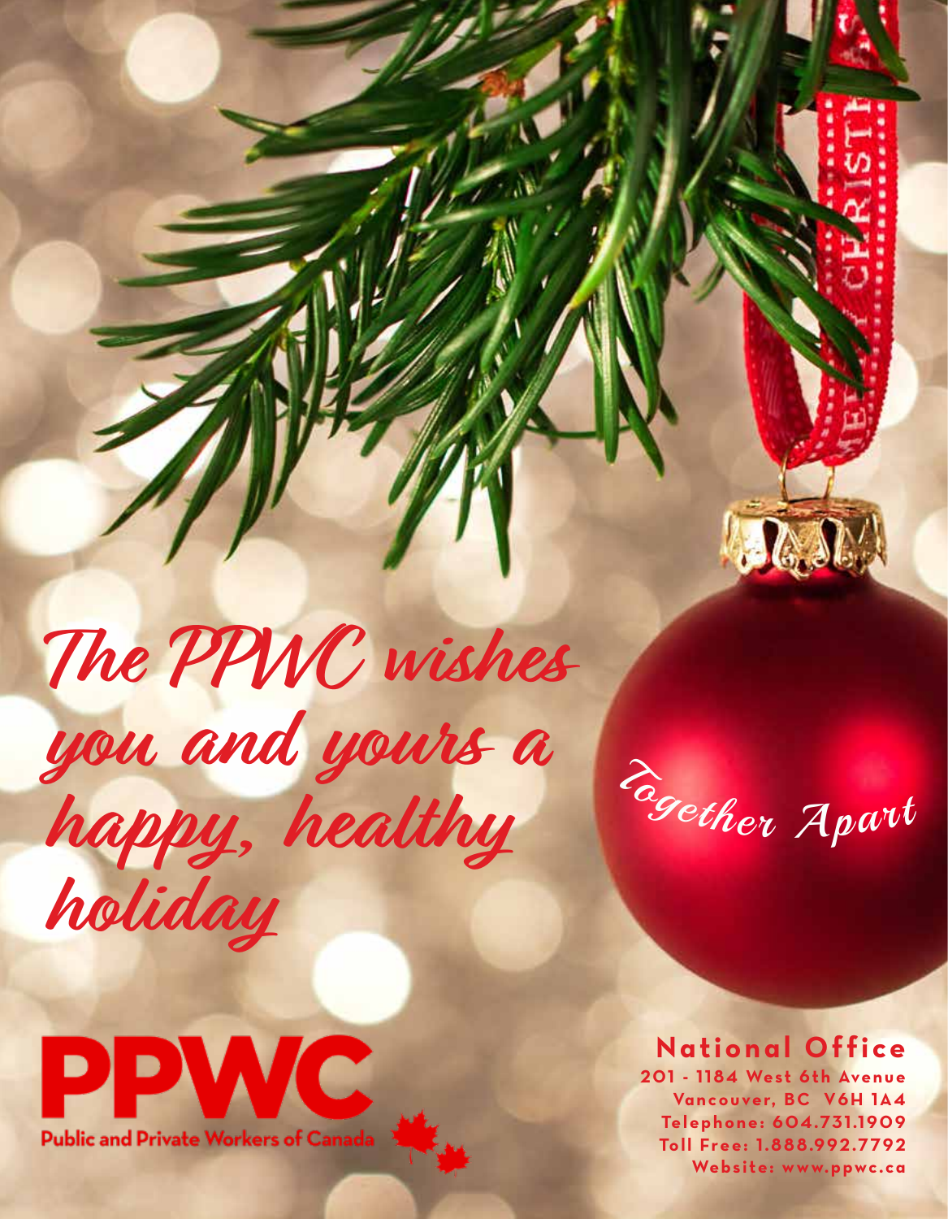The PPWC wishes you and yours a happy, healthy holiday

Together Apart

**PPWC**

Public and Private Workers of Canada

## National Office

201 - 1184 West 6th Avenue
Vancouver, BC V6H 1A4
Telephone: 604.731.1909
Toll Free: 1.888.992.7792
Website: www.ppwc.ca